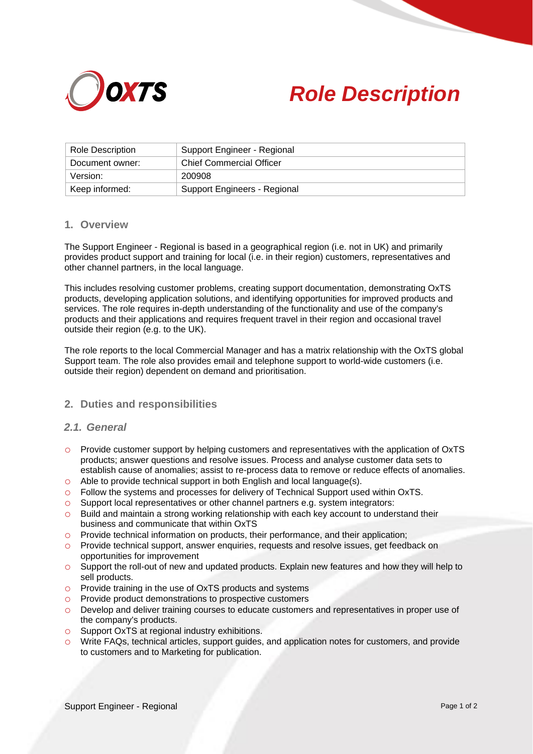OXTS

# Role Description

| | |
|---|---|
| Role Description | Support Engineer - Regional |
| Document owner: | Chief Commercial Officer |
| Version: | 200908 |
| Keep informed: | Support Engineers - Regional |

## 1. Overview

The Support Engineer - Regional is based in a geographical region (i.e. not in UK) and primarily provides product support and training for local (i.e. in their region) customers, representatives and other channel partners, in the local language.

This includes resolving customer problems, creating support documentation, demonstrating OxTS products, developing application solutions, and identifying opportunities for improved products and services. The role requires in-depth understanding of the functionality and use of the company's products and their applications and requires frequent travel in their region and occasional travel outside their region (e.g. to the UK).

The role reports to the local Commercial Manager and has a matrix relationship with the OxTS global Support team. The role also provides email and telephone support to world-wide customers (i.e. outside their region) dependent on demand and prioritisation.

## 2. Duties and responsibilities

### *2.1. General*

- Provide customer support by helping customers and representatives with the application of OxTS products; answer questions and resolve issues. Process and analyse customer data sets to establish cause of anomalies; assist to re-process data to remove or reduce effects of anomalies.
- Able to provide technical support in both English and local language(s).
- Follow the systems and processes for delivery of Technical Support used within OxTS.
- Support local representatives or other channel partners e.g. system integrators:
- Build and maintain a strong working relationship with each key account to understand their business and communicate that within OxTS
- Provide technical information on products, their performance, and their application;
- Provide technical support, answer enquiries, requests and resolve issues, get feedback on opportunities for improvement
- Support the roll-out of new and updated products. Explain new features and how they will help to sell products.
- Provide training in the use of OxTS products and systems
- Provide product demonstrations to prospective customers
- Develop and deliver training courses to educate customers and representatives in proper use of the company's products.
- Support OxTS at regional industry exhibitions.
- Write FAQs, technical articles, support guides, and application notes for customers, and provide to customers and to Marketing for publication.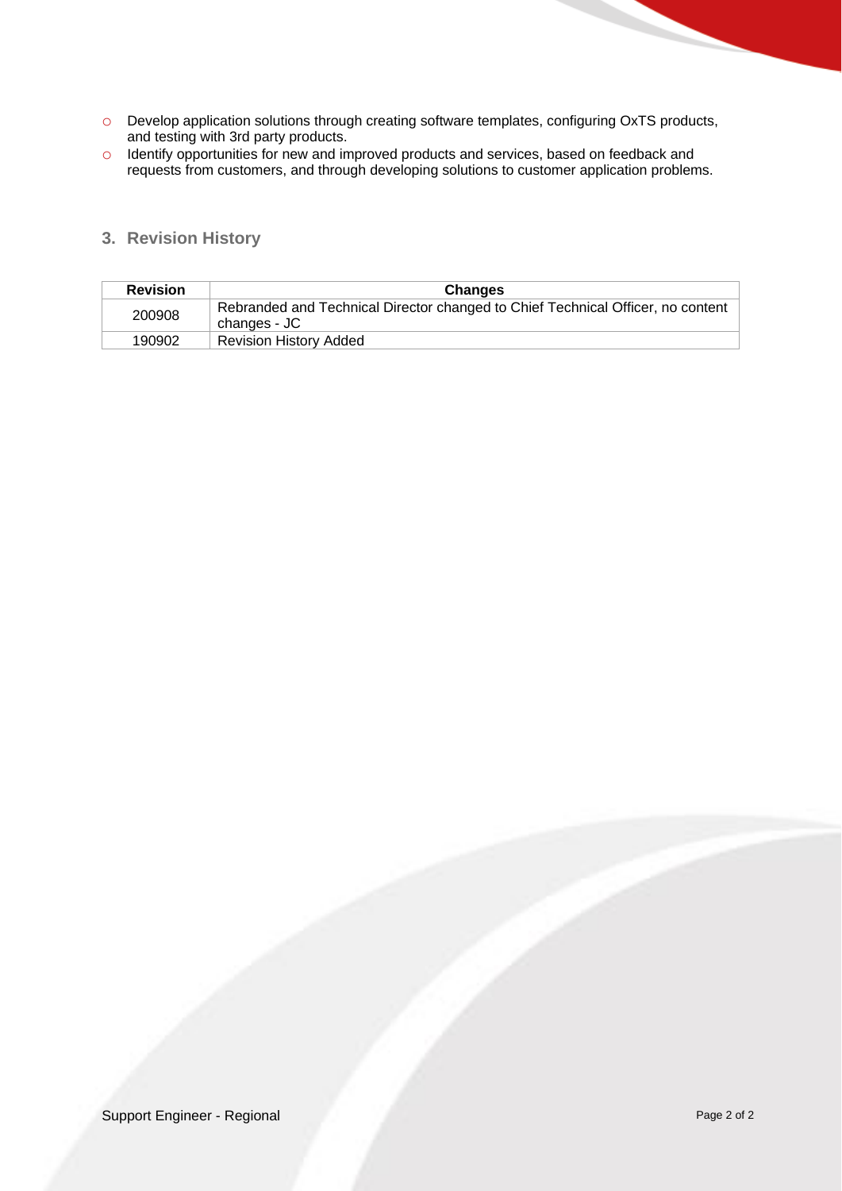- Develop application solutions through creating software templates, configuring OxTS products, and testing with 3rd party products.
- Identify opportunities for new and improved products and services, based on feedback and requests from customers, and through developing solutions to customer application problems.

## 3. Revision History

| Revision | Changes |
|---|---|
| 200908 | Rebranded and Technical Director changed to Chief Technical Officer, no content changes - JC |
| 190902 | Revision History Added |